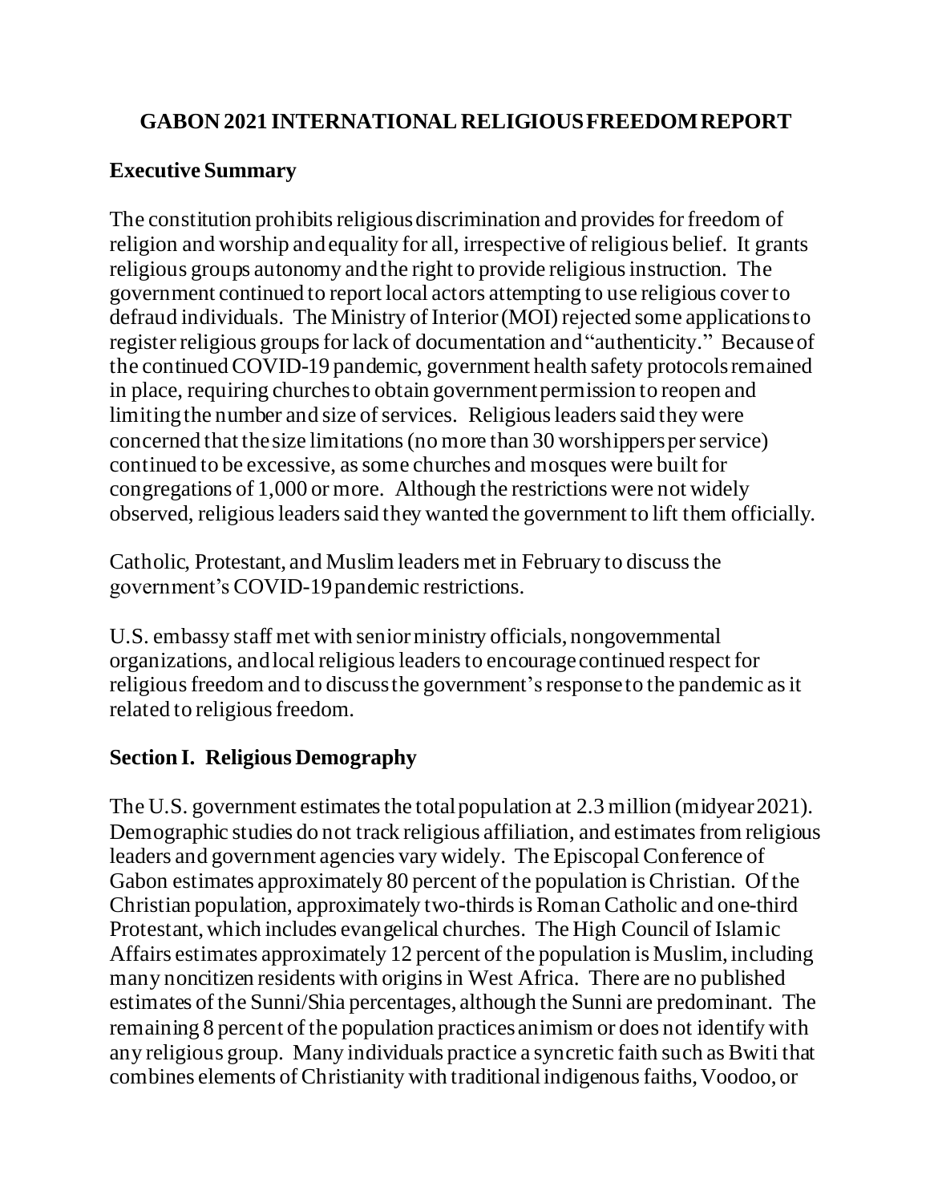# GABON 2021 INTERNATIONAL RELIGIOUS FREEDOM REPORT

## Executive Summary

The constitution prohibits religious discrimination and provides for freedom of religion and worship and equality for all, irrespective of religious belief. It grants religious groups autonomy and the right to provide religious instruction. The government continued to report local actors attempting to use religious cover to defraud individuals. The Ministry of Interior (MOI) rejected some applications to register religious groups for lack of documentation and "authenticity." Because of the continued COVID-19 pandemic, government health safety protocols remained in place, requiring churches to obtain government permission to reopen and limiting the number and size of services. Religious leaders said they were concerned that the size limitations (no more than 30 worshippers per service) continued to be excessive, as some churches and mosques were built for congregations of 1,000 or more. Although the restrictions were not widely observed, religious leaders said they wanted the government to lift them officially.

Catholic, Protestant, and Muslim leaders met in February to discuss the government's COVID-19 pandemic restrictions.

U.S. embassy staff met with senior ministry officials, nongovernmental organizations, and local religious leaders to encourage continued respect for religious freedom and to discuss the government's response to the pandemic as it related to religious freedom.

## Section I. Religious Demography

The U.S. government estimates the total population at 2.3 million (midyear 2021). Demographic studies do not track religious affiliation, and estimates from religious leaders and government agencies vary widely. The Episcopal Conference of Gabon estimates approximately 80 percent of the population is Christian. Of the Christian population, approximately two-thirds is Roman Catholic and one-third Protestant, which includes evangelical churches. The High Council of Islamic Affairs estimates approximately 12 percent of the population is Muslim, including many noncitizen residents with origins in West Africa. There are no published estimates of the Sunni/Shia percentages, although the Sunni are predominant. The remaining 8 percent of the population practices animism or does not identify with any religious group. Many individuals practice a syncretic faith such as Bwiti that combines elements of Christianity with traditional indigenous faiths, Voodoo, or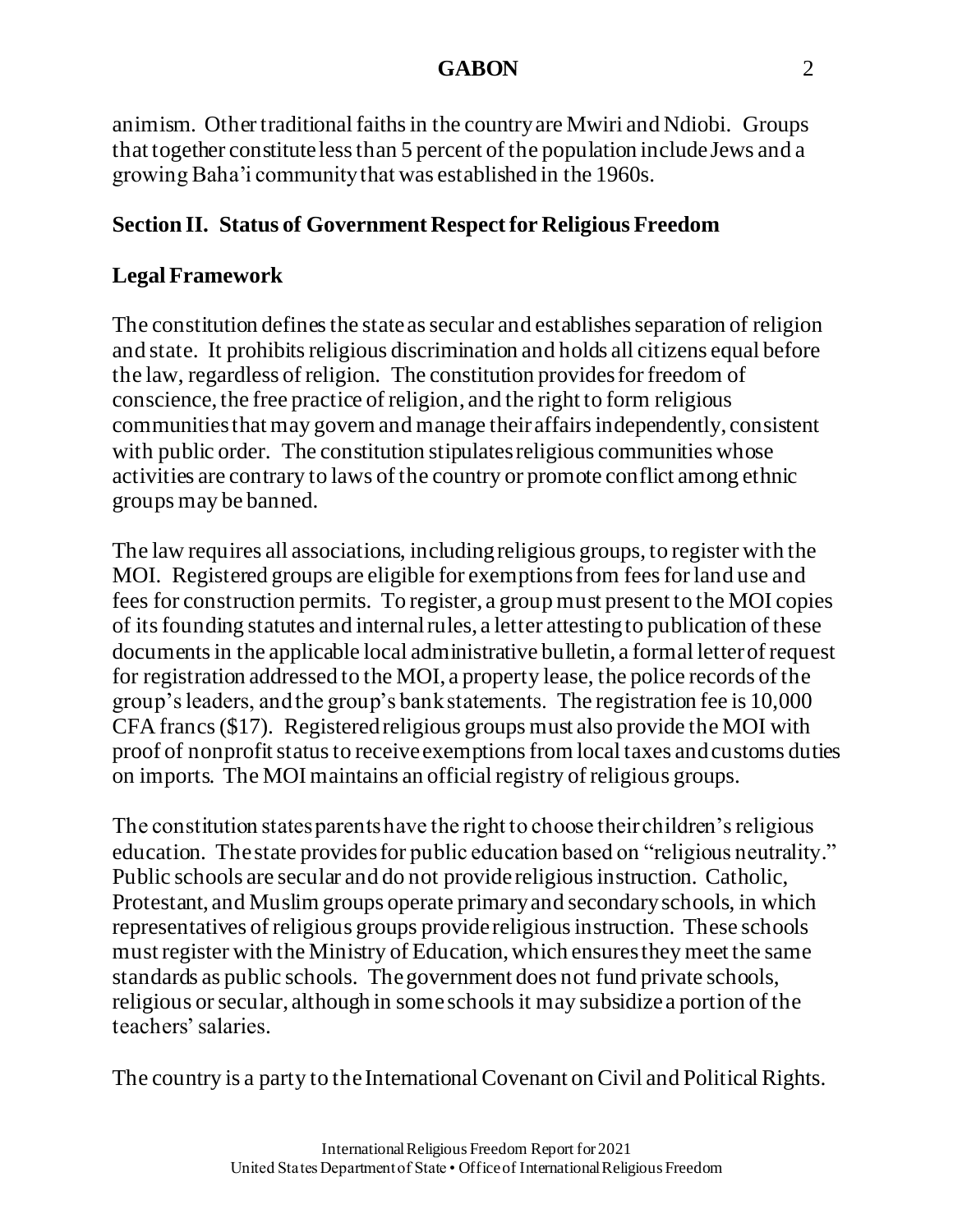animism. Other traditional faiths in the country are Mwiri and Ndiobi. Groups that together constitute less than 5 percent of the population include Jews and a growing Baha'i community that was established in the 1960s.

## Section II. Status of Government Respect for Religious Freedom

### Legal Framework

The constitution defines the state as secular and establishes separation of religion and state. It prohibits religious discrimination and holds all citizens equal before the law, regardless of religion. The constitution provides for freedom of conscience, the free practice of religion, and the right to form religious communities that may govern and manage their affairs independently, consistent with public order. The constitution stipulates religious communities whose activities are contrary to laws of the country or promote conflict among ethnic groups may be banned.

The law requires all associations, including religious groups, to register with the MOI. Registered groups are eligible for exemptions from fees for land use and fees for construction permits. To register, a group must present to the MOI copies of its founding statutes and internal rules, a letter attesting to publication of these documents in the applicable local administrative bulletin, a formal letter of request for registration addressed to the MOI, a property lease, the police records of the group's leaders, and the group's bank statements. The registration fee is 10,000 CFA francs ($17). Registered religious groups must also provide the MOI with proof of nonprofit status to receive exemptions from local taxes and customs duties on imports. The MOI maintains an official registry of religious groups.

The constitution states parents have the right to choose their children's religious education. The state provides for public education based on "religious neutrality." Public schools are secular and do not provide religious instruction. Catholic, Protestant, and Muslim groups operate primary and secondary schools, in which representatives of religious groups provide religious instruction. These schools must register with the Ministry of Education, which ensures they meet the same standards as public schools. The government does not fund private schools, religious or secular, although in some schools it may subsidize a portion of the teachers' salaries.

The country is a party to the International Covenant on Civil and Political Rights.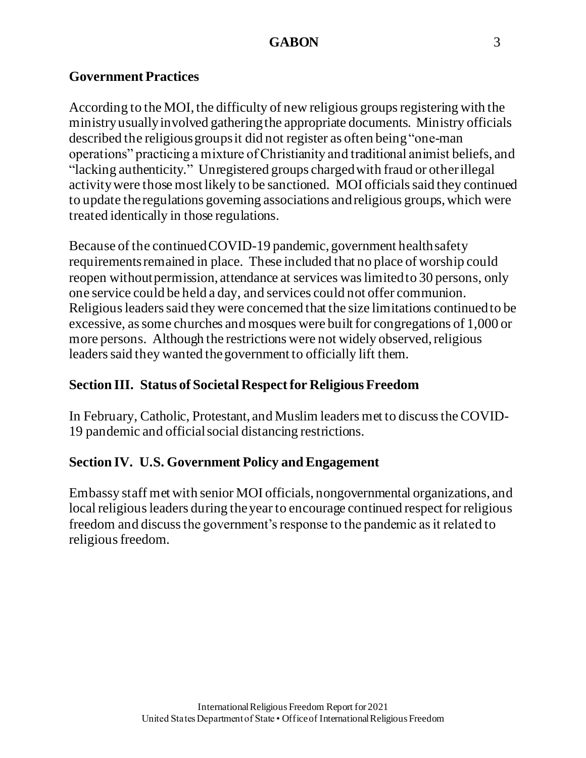## Government Practices

According to the MOI, the difficulty of new religious groups registering with the ministry usually involved gathering the appropriate documents. Ministry officials described the religious groups it did not register as often being "one-man operations" practicing a mixture of Christianity and traditional animist beliefs, and "lacking authenticity." Unregistered groups charged with fraud or other illegal activity were those most likely to be sanctioned. MOI officials said they continued to update the regulations governing associations and religious groups, which were treated identically in those regulations.

Because of the continued COVID-19 pandemic, government health safety requirements remained in place. These included that no place of worship could reopen without permission, attendance at services was limited to 30 persons, only one service could be held a day, and services could not offer communion. Religious leaders said they were concerned that the size limitations continued to be excessive, as some churches and mosques were built for congregations of 1,000 or more persons. Although the restrictions were not widely observed, religious leaders said they wanted the government to officially lift them.

## Section III. Status of Societal Respect for Religious Freedom

In February, Catholic, Protestant, and Muslim leaders met to discuss the COVID-19 pandemic and official social distancing restrictions.

## Section IV. U.S. Government Policy and Engagement

Embassy staff met with senior MOI officials, nongovernmental organizations, and local religious leaders during the year to encourage continued respect for religious freedom and discuss the government's response to the pandemic as it related to religious freedom.